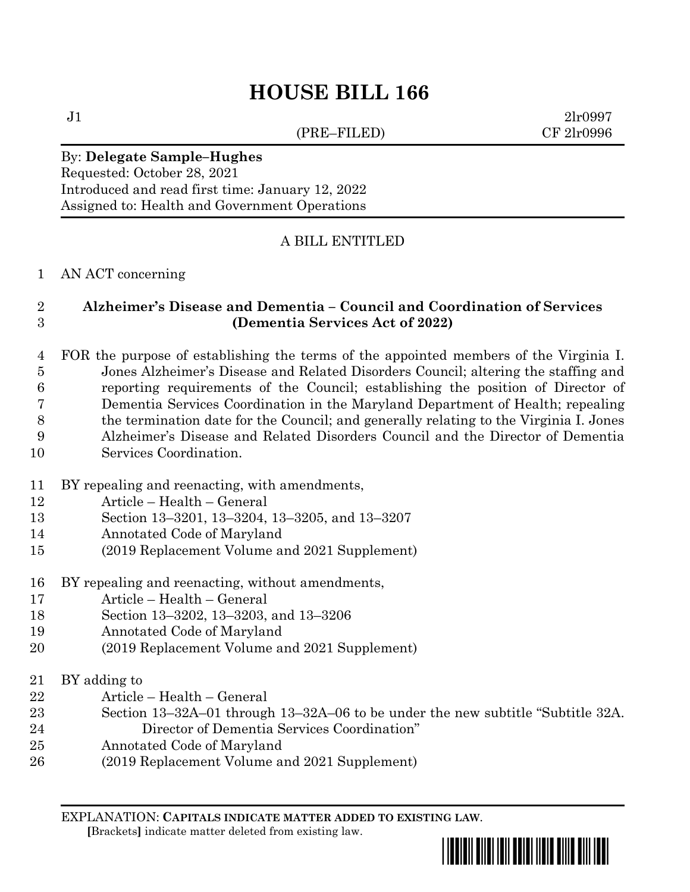# HOUSE BILL 166

J1 2lr0997
(PRE–FILED) CF 2lr0996

By: **Delegate Sample–Hughes**
Requested: October 28, 2021
Introduced and read first time: January 12, 2022
Assigned to: Health and Government Operations

A BILL ENTITLED

1 AN ACT concerning

2 **Alzheimer's Disease and Dementia – Council and Coordination of Services**
3 **(Dementia Services Act of 2022)**

4 FOR the purpose of establishing the terms of the appointed members of the Virginia I.
5 Jones Alzheimer's Disease and Related Disorders Council; altering the staffing and
6 reporting requirements of the Council; establishing the position of Director of
7 Dementia Services Coordination in the Maryland Department of Health; repealing
8 the termination date for the Council; and generally relating to the Virginia I. Jones
9 Alzheimer's Disease and Related Disorders Council and the Director of Dementia
10 Services Coordination.

11 BY repealing and reenacting, with amendments,
12 Article – Health – General
13 Section 13–3201, 13–3204, 13–3205, and 13–3207
14 Annotated Code of Maryland
15 (2019 Replacement Volume and 2021 Supplement)

16 BY repealing and reenacting, without amendments,
17 Article – Health – General
18 Section 13–3202, 13–3203, and 13–3206
19 Annotated Code of Maryland
20 (2019 Replacement Volume and 2021 Supplement)

21 BY adding to
22 Article – Health – General
23 Section 13–32A–01 through 13–32A–06 to be under the new subtitle "Subtitle 32A.
24 Director of Dementia Services Coordination"
25 Annotated Code of Maryland
26 (2019 Replacement Volume and 2021 Supplement)

EXPLANATION: **CAPITALS INDICATE MATTER ADDED TO EXISTING LAW.**
[Brackets] indicate matter deleted from existing law.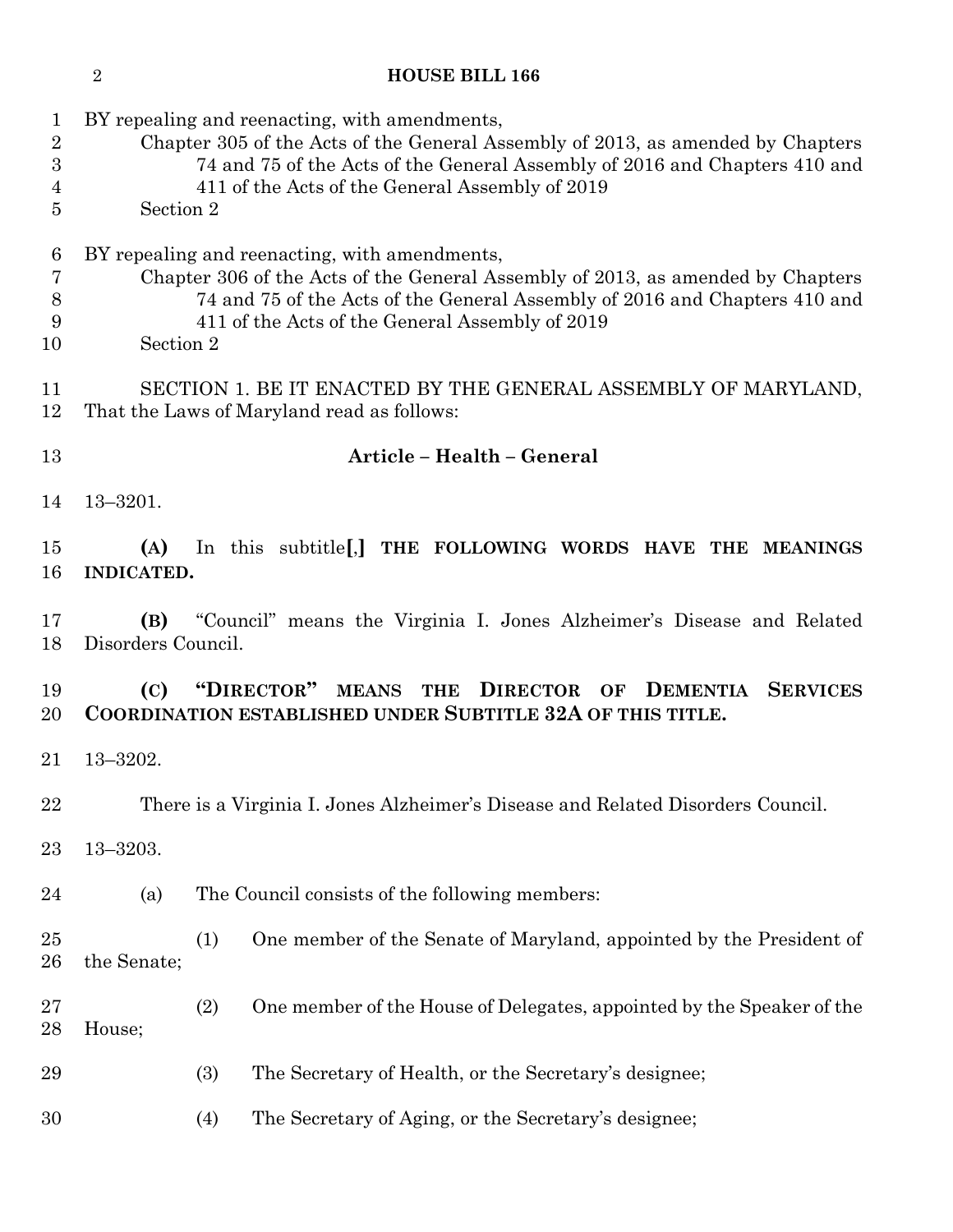BY repealing and reenacting, with amendments,

Chapter 305 of the Acts of the General Assembly of 2013, as amended by Chapters 74 and 75 of the Acts of the General Assembly of 2016 and Chapters 410 and 411 of the Acts of the General Assembly of 2019

Section 2

BY repealing and reenacting, with amendments,

Chapter 306 of the Acts of the General Assembly of 2013, as amended by Chapters 74 and 75 of the Acts of the General Assembly of 2016 and Chapters 410 and 411 of the Acts of the General Assembly of 2019

Section 2

SECTION 1. BE IT ENACTED BY THE GENERAL ASSEMBLY OF MARYLAND, That the Laws of Maryland read as follows:

**Article – Health – General**

13–3201.

**(A)** In this subtitle**[**,**] THE FOLLOWING WORDS HAVE THE MEANINGS INDICATED.**

**(B)** "Council" means the Virginia I. Jones Alzheimer's Disease and Related Disorders Council.

**(C) "DIRECTOR" MEANS THE DIRECTOR OF DEMENTIA SERVICES COORDINATION ESTABLISHED UNDER SUBTITLE 32A OF THIS TITLE.**

13–3202.

There is a Virginia I. Jones Alzheimer's Disease and Related Disorders Council.

13–3203.

(a) The Council consists of the following members:

(1) One member of the Senate of Maryland, appointed by the President of the Senate;

(2) One member of the House of Delegates, appointed by the Speaker of the House;

(3) The Secretary of Health, or the Secretary's designee;

(4) The Secretary of Aging, or the Secretary's designee;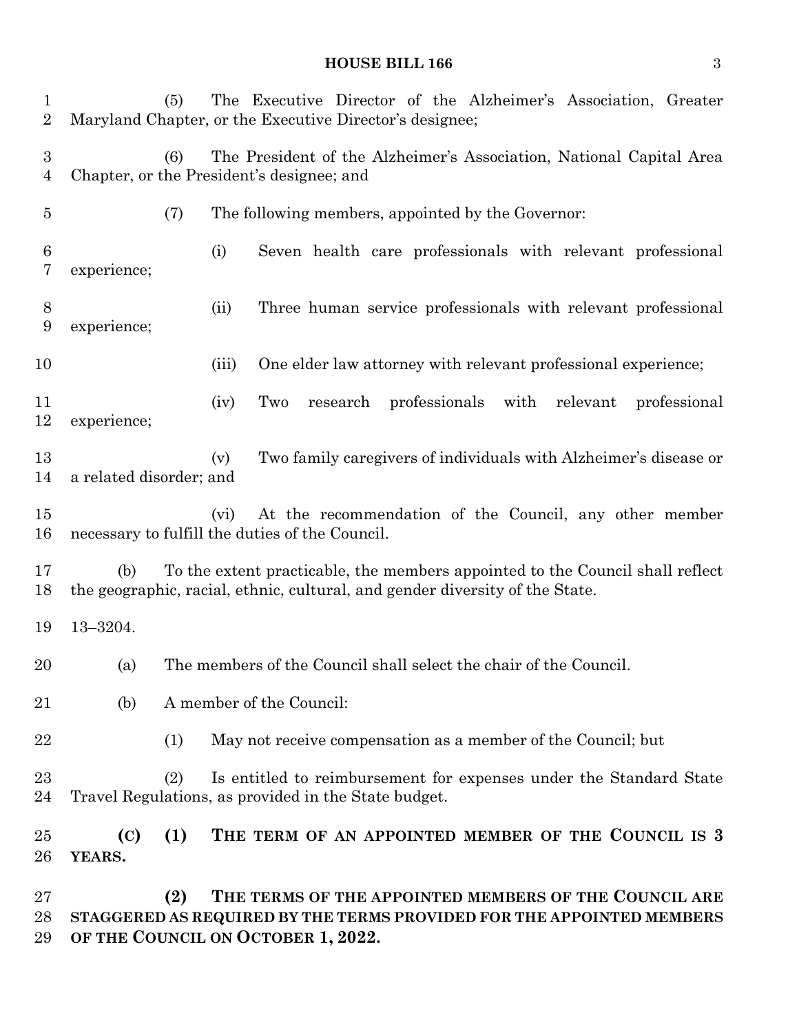(5) The Executive Director of the Alzheimer's Association, Greater Maryland Chapter, or the Executive Director's designee;

(6) The President of the Alzheimer's Association, National Capital Area Chapter, or the President's designee; and

(7) The following members, appointed by the Governor:

(i) Seven health care professionals with relevant professional experience;

(ii) Three human service professionals with relevant professional experience;

(iii) One elder law attorney with relevant professional experience;

(iv) Two research professionals with relevant professional experience;

(v) Two family caregivers of individuals with Alzheimer's disease or a related disorder; and

(vi) At the recommendation of the Council, any other member necessary to fulfill the duties of the Council.

(b) To the extent practicable, the members appointed to the Council shall reflect the geographic, racial, ethnic, cultural, and gender diversity of the State.

13–3204.

(a) The members of the Council shall select the chair of the Council.

(b) A member of the Council:

(1) May not receive compensation as a member of the Council; but

(2) Is entitled to reimbursement for expenses under the Standard State Travel Regulations, as provided in the State budget.

**(C) (1) THE TERM OF AN APPOINTED MEMBER OF THE COUNCIL IS 3 YEARS.**

**(2) THE TERMS OF THE APPOINTED MEMBERS OF THE COUNCIL ARE STAGGERED AS REQUIRED BY THE TERMS PROVIDED FOR THE APPOINTED MEMBERS OF THE COUNCIL ON OCTOBER 1, 2022.**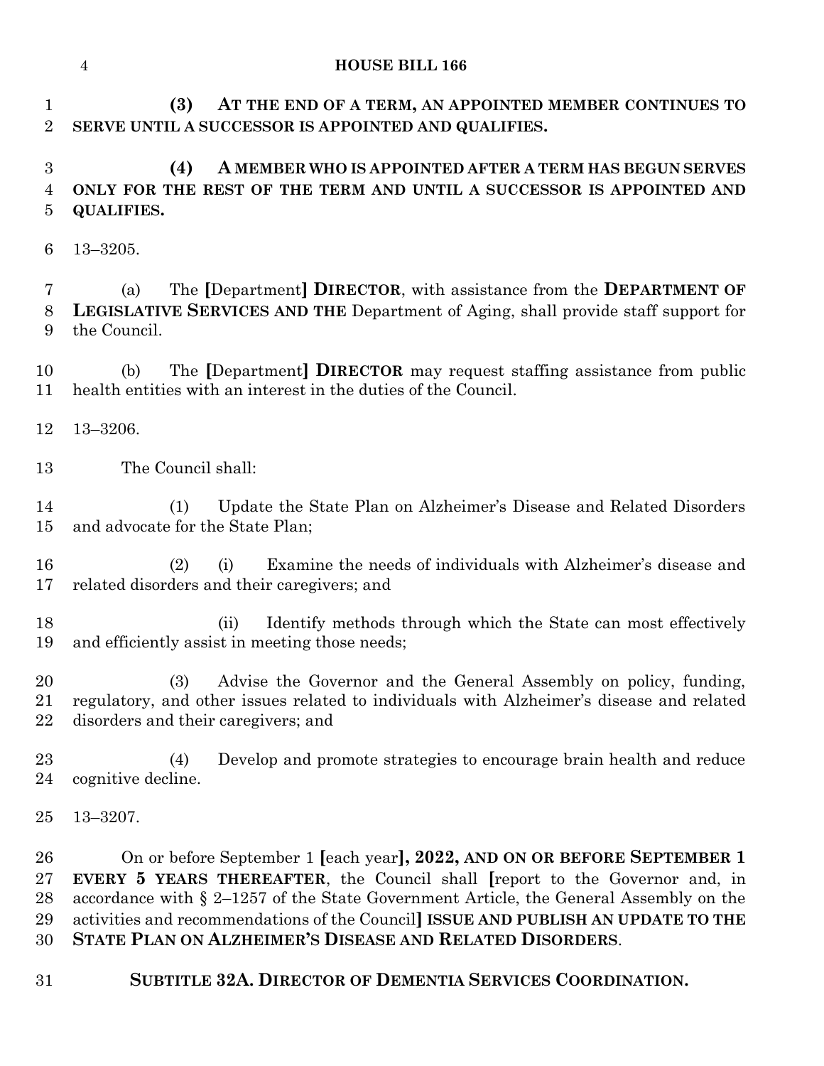**(3) AT THE END OF A TERM, AN APPOINTED MEMBER CONTINUES TO SERVE UNTIL A SUCCESSOR IS APPOINTED AND QUALIFIES.**

**(4) A MEMBER WHO IS APPOINTED AFTER A TERM HAS BEGUN SERVES ONLY FOR THE REST OF THE TERM AND UNTIL A SUCCESSOR IS APPOINTED AND QUALIFIES.**

13–3205.

(a) The **[**Department**] DIRECTOR**, with assistance from the **DEPARTMENT OF LEGISLATIVE SERVICES AND THE** Department of Aging, shall provide staff support for the Council.

(b) The **[**Department**] DIRECTOR** may request staffing assistance from public health entities with an interest in the duties of the Council.

13–3206.

The Council shall:

(1) Update the State Plan on Alzheimer's Disease and Related Disorders and advocate for the State Plan;

(2) (i) Examine the needs of individuals with Alzheimer's disease and related disorders and their caregivers; and

(ii) Identify methods through which the State can most effectively and efficiently assist in meeting those needs;

(3) Advise the Governor and the General Assembly on policy, funding, regulatory, and other issues related to individuals with Alzheimer's disease and related disorders and their caregivers; and

(4) Develop and promote strategies to encourage brain health and reduce cognitive decline.

13–3207.

On or before September 1 **[**each year**], 2022, AND ON OR BEFORE SEPTEMBER 1 EVERY 5 YEARS THEREAFTER**, the Council shall **[**report to the Governor and, in accordance with § 2–1257 of the State Government Article, the General Assembly on the activities and recommendations of the Council**] ISSUE AND PUBLISH AN UPDATE TO THE STATE PLAN ON ALZHEIMER'S DISEASE AND RELATED DISORDERS**.

**SUBTITLE 32A. DIRECTOR OF DEMENTIA SERVICES COORDINATION.**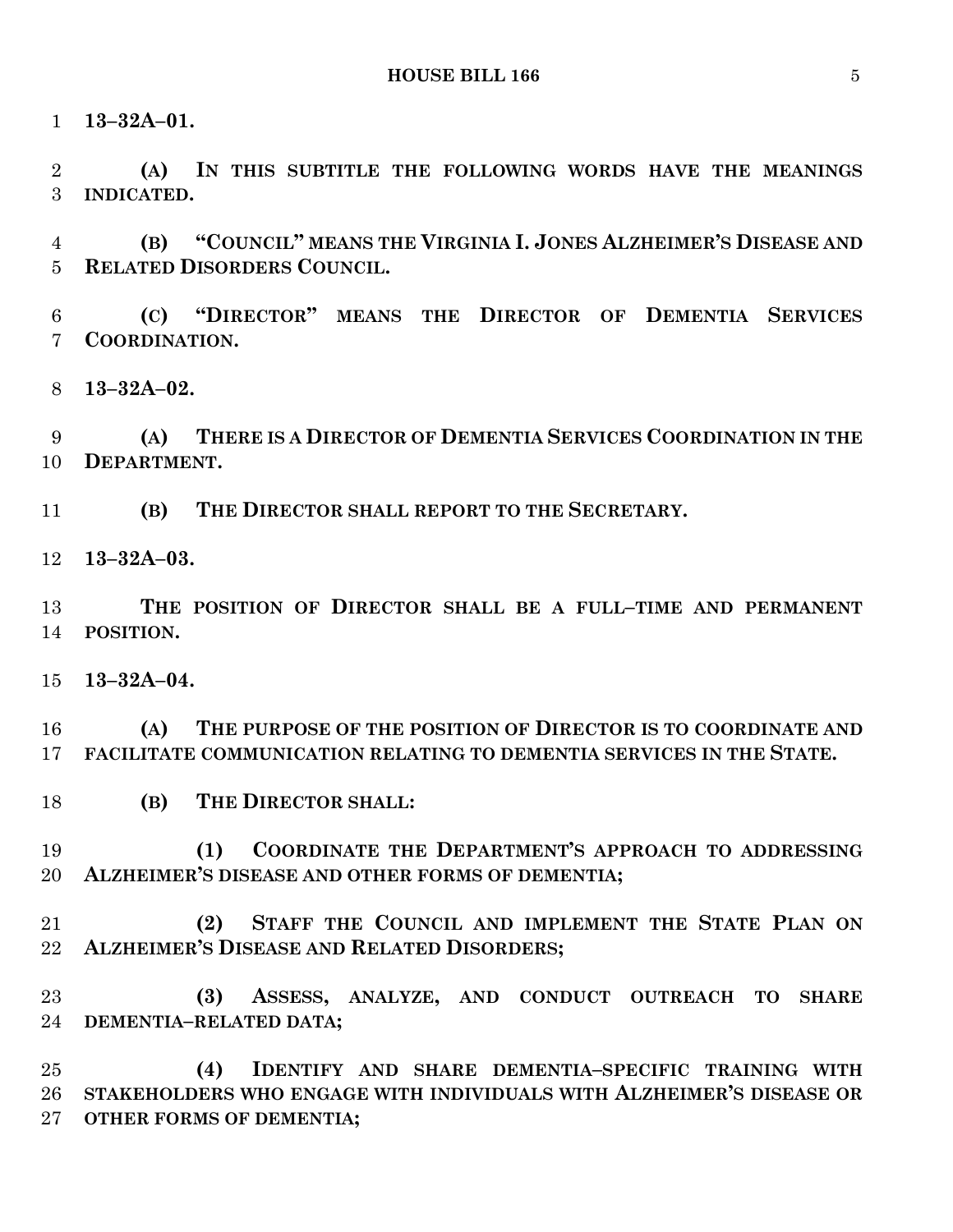**13–32A–01.**

**(A) IN THIS SUBTITLE THE FOLLOWING WORDS HAVE THE MEANINGS INDICATED.**

**(B) "COUNCIL" MEANS THE VIRGINIA I. JONES ALZHEIMER'S DISEASE AND RELATED DISORDERS COUNCIL.**

**(C) "DIRECTOR" MEANS THE DIRECTOR OF DEMENTIA SERVICES COORDINATION.**

**13–32A–02.**

**(A) THERE IS A DIRECTOR OF DEMENTIA SERVICES COORDINATION IN THE DEPARTMENT.**

**(B) THE DIRECTOR SHALL REPORT TO THE SECRETARY.**

**13–32A–03.**

**THE POSITION OF DIRECTOR SHALL BE A FULL–TIME AND PERMANENT POSITION.**

**13–32A–04.**

**(A) THE PURPOSE OF THE POSITION OF DIRECTOR IS TO COORDINATE AND FACILITATE COMMUNICATION RELATING TO DEMENTIA SERVICES IN THE STATE.**

**(B) THE DIRECTOR SHALL:**

**(1) COORDINATE THE DEPARTMENT'S APPROACH TO ADDRESSING ALZHEIMER'S DISEASE AND OTHER FORMS OF DEMENTIA;**

**(2) STAFF THE COUNCIL AND IMPLEMENT THE STATE PLAN ON ALZHEIMER'S DISEASE AND RELATED DISORDERS;**

**(3) ASSESS, ANALYZE, AND CONDUCT OUTREACH TO SHARE DEMENTIA–RELATED DATA;**

**(4) IDENTIFY AND SHARE DEMENTIA–SPECIFIC TRAINING WITH STAKEHOLDERS WHO ENGAGE WITH INDIVIDUALS WITH ALZHEIMER'S DISEASE OR OTHER FORMS OF DEMENTIA;**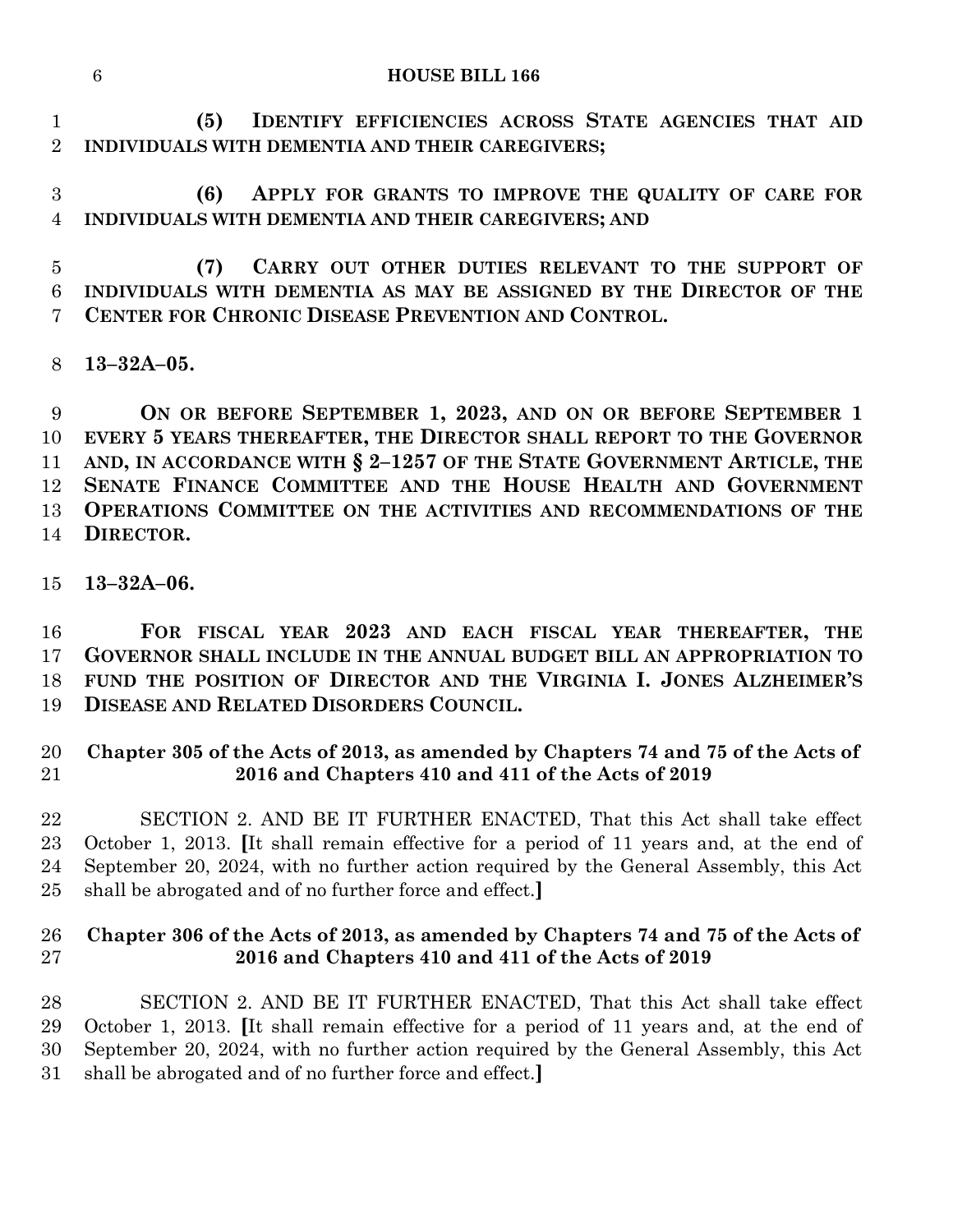(5) IDENTIFY EFFICIENCIES ACROSS STATE AGENCIES THAT AID INDIVIDUALS WITH DEMENTIA AND THEIR CAREGIVERS;

(6) APPLY FOR GRANTS TO IMPROVE THE QUALITY OF CARE FOR INDIVIDUALS WITH DEMENTIA AND THEIR CAREGIVERS; AND

(7) CARRY OUT OTHER DUTIES RELEVANT TO THE SUPPORT OF INDIVIDUALS WITH DEMENTIA AS MAY BE ASSIGNED BY THE DIRECTOR OF THE CENTER FOR CHRONIC DISEASE PREVENTION AND CONTROL.

**13–32A–05.**

**ON OR BEFORE SEPTEMBER 1, 2023, AND ON OR BEFORE SEPTEMBER 1 EVERY 5 YEARS THEREAFTER, THE DIRECTOR SHALL REPORT TO THE GOVERNOR AND, IN ACCORDANCE WITH § 2–1257 OF THE STATE GOVERNMENT ARTICLE, THE SENATE FINANCE COMMITTEE AND THE HOUSE HEALTH AND GOVERNMENT OPERATIONS COMMITTEE ON THE ACTIVITIES AND RECOMMENDATIONS OF THE DIRECTOR.**

**13–32A–06.**

**FOR FISCAL YEAR 2023 AND EACH FISCAL YEAR THEREAFTER, THE GOVERNOR SHALL INCLUDE IN THE ANNUAL BUDGET BILL AN APPROPRIATION TO FUND THE POSITION OF DIRECTOR AND THE VIRGINIA I. JONES ALZHEIMER'S DISEASE AND RELATED DISORDERS COUNCIL.**

**Chapter 305 of the Acts of 2013, as amended by Chapters 74 and 75 of the Acts of 2016 and Chapters 410 and 411 of the Acts of 2019**

SECTION 2. AND BE IT FURTHER ENACTED, That this Act shall take effect October 1, 2013. **[**It shall remain effective for a period of 11 years and, at the end of September 20, 2024, with no further action required by the General Assembly, this Act shall be abrogated and of no further force and effect.**]**

**Chapter 306 of the Acts of 2013, as amended by Chapters 74 and 75 of the Acts of 2016 and Chapters 410 and 411 of the Acts of 2019**

SECTION 2. AND BE IT FURTHER ENACTED, That this Act shall take effect October 1, 2013. **[**It shall remain effective for a period of 11 years and, at the end of September 20, 2024, with no further action required by the General Assembly, this Act shall be abrogated and of no further force and effect.**]**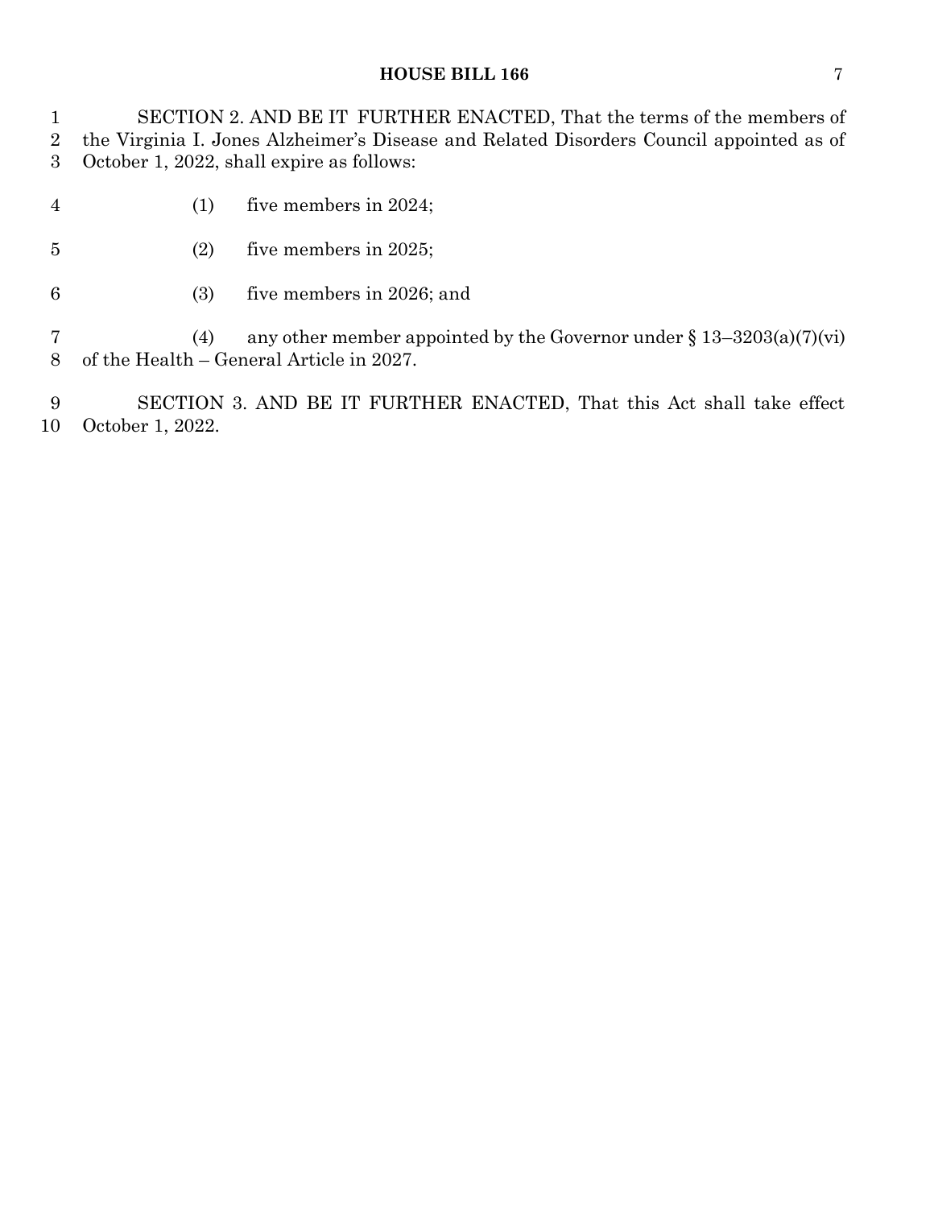SECTION 2. AND BE IT FURTHER ENACTED, That the terms of the members of the Virginia I. Jones Alzheimer's Disease and Related Disorders Council appointed as of October 1, 2022, shall expire as follows:

(1) five members in 2024;

(2) five members in 2025;

(3) five members in 2026; and

(4) any other member appointed by the Governor under § 13–3203(a)(7)(vi) of the Health – General Article in 2027.

SECTION 3. AND BE IT FURTHER ENACTED, That this Act shall take effect October 1, 2022.